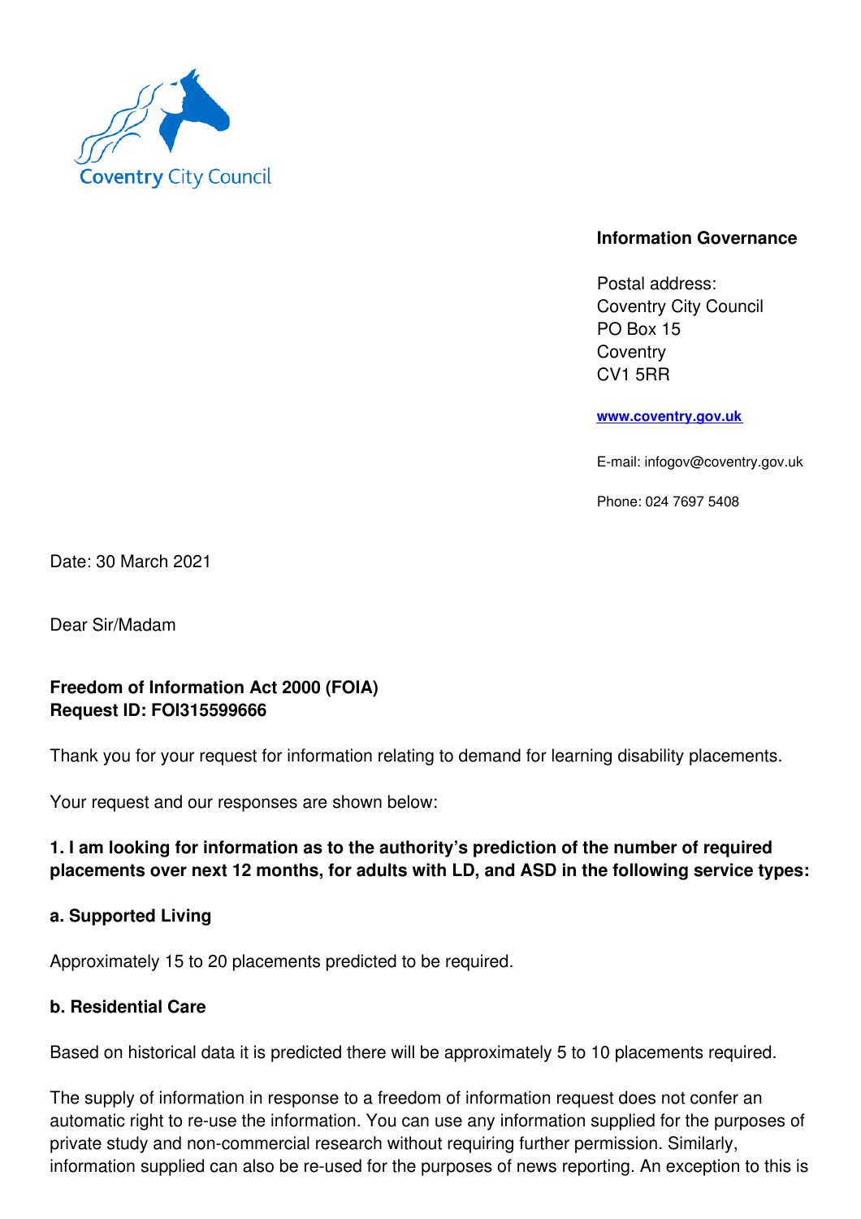Coventry City Council

**Information Governance**

Postal address:
Coventry City Council
PO Box 15
Coventry
CV1 5RR

www.coventry.gov.uk

E-mail: infogov@coventry.gov.uk

Phone: 024 7697 5408

Date: 30 March 2021

Dear Sir/Madam

**Freedom of Information Act 2000 (FOIA)**
**Request ID: FOI315599666**

Thank you for your request for information relating to demand for learning disability placements.

Your request and our responses are shown below:

**1. I am looking for information as to the authority's prediction of the number of required placements over next 12 months, for adults with LD, and ASD in the following service types:**

**a. Supported Living**

Approximately 15 to 20 placements predicted to be required.

**b. Residential Care**

Based on historical data it is predicted there will be approximately 5 to 10 placements required.

The supply of information in response to a freedom of information request does not confer an automatic right to re-use the information. You can use any information supplied for the purposes of private study and non-commercial research without requiring further permission. Similarly, information supplied can also be re-used for the purposes of news reporting. An exception to this is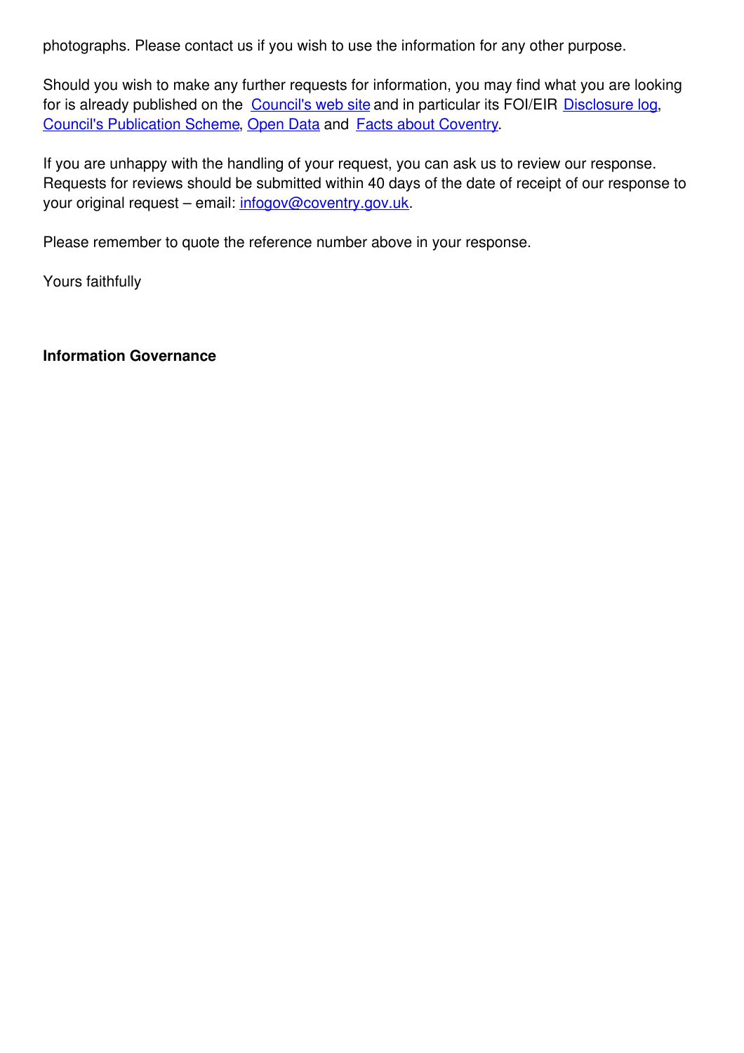photographs. Please contact us if you wish to use the information for any other purpose.

Should you wish to make any further requests for information, you may find what you are looking for is already published on the Council's web site and in particular its FOI/EIR Disclosure log, Council's Publication Scheme, Open Data and Facts about Coventry.

If you are unhappy with the handling of your request, you can ask us to review our response. Requests for reviews should be submitted within 40 days of the date of receipt of our response to your original request – email: infogov@coventry.gov.uk.

Please remember to quote the reference number above in your response.

Yours faithfully

**Information Governance**